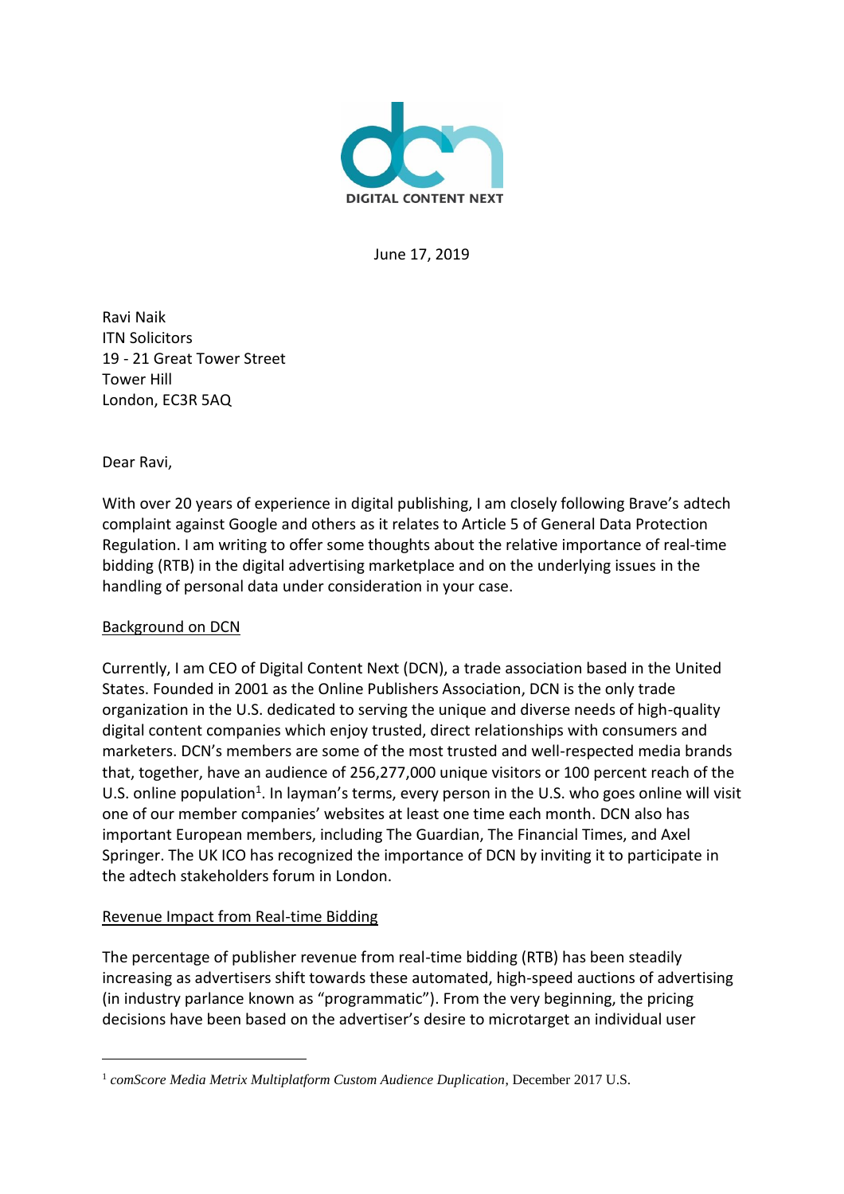DIGITAL CONTENT NEXT

June 17, 2019

Ravi Naik
ITN Solicitors
19 - 21 Great Tower Street
Tower Hill
London, EC3R 5AQ

Dear Ravi,

With over 20 years of experience in digital publishing, I am closely following Brave's adtech complaint against Google and others as it relates to Article 5 of General Data Protection Regulation. I am writing to offer some thoughts about the relative importance of real-time bidding (RTB) in the digital advertising marketplace and on the underlying issues in the handling of personal data under consideration in your case.

<u>Background on DCN</u>

Currently, I am CEO of Digital Content Next (DCN), a trade association based in the United States. Founded in 2001 as the Online Publishers Association, DCN is the only trade organization in the U.S. dedicated to serving the unique and diverse needs of high-quality digital content companies which enjoy trusted, direct relationships with consumers and marketers. DCN's members are some of the most trusted and well-respected media brands that, together, have an audience of 256,277,000 unique visitors or 100 percent reach of the U.S. online population[1]. In layman's terms, every person in the U.S. who goes online will visit one of our member companies' websites at least one time each month. DCN also has important European members, including The Guardian, The Financial Times, and Axel Springer. The UK ICO has recognized the importance of DCN by inviting it to participate in the adtech stakeholders forum in London.

<u>Revenue Impact from Real-time Bidding</u>

The percentage of publisher revenue from real-time bidding (RTB) has been steadily increasing as advertisers shift towards these automated, high-speed auctions of advertising (in industry parlance known as "programmatic"). From the very beginning, the pricing decisions have been based on the advertiser's desire to microtarget an individual user

[1] *comScore Media Metrix Multiplatform Custom Audience Duplication*, December 2017 U.S.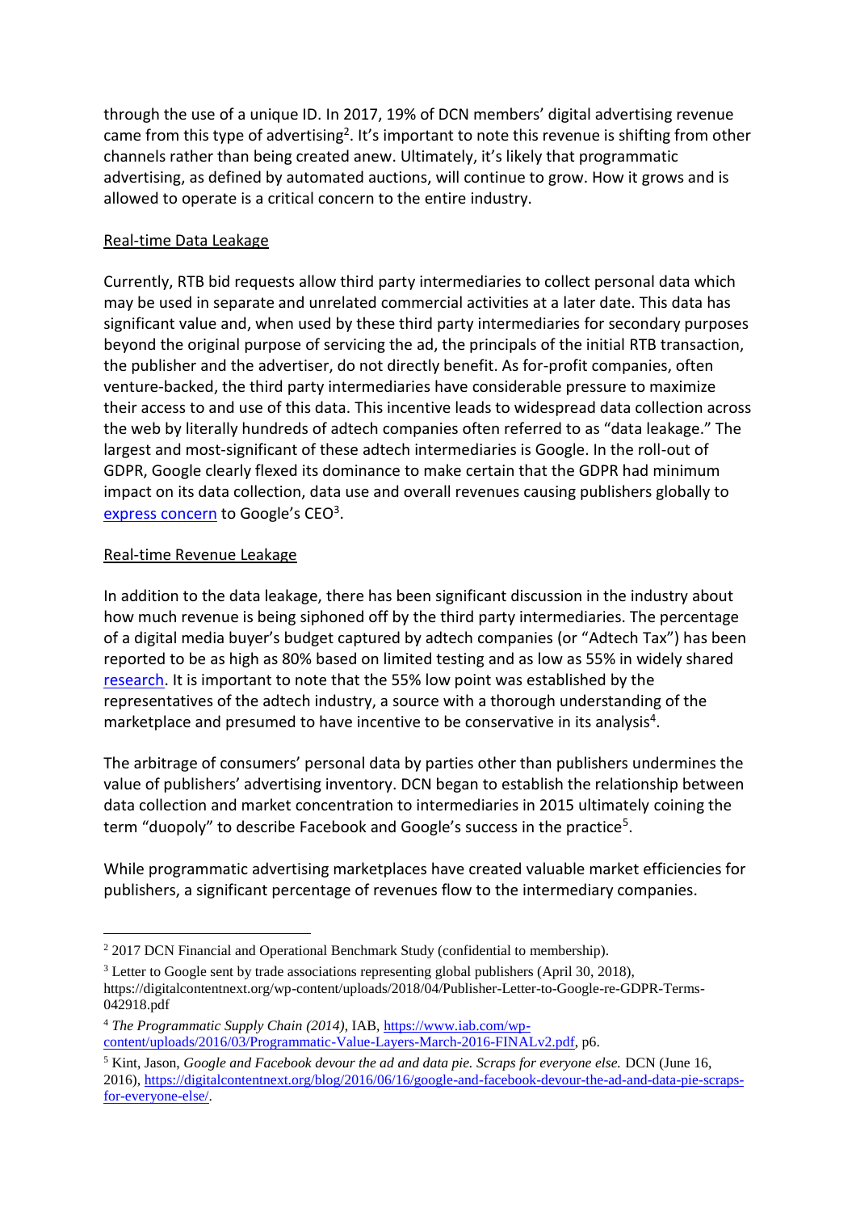through the use of a unique ID. In 2017, 19% of DCN members' digital advertising revenue came from this type of advertising[2]. It's important to note this revenue is shifting from other channels rather than being created anew. Ultimately, it's likely that programmatic advertising, as defined by automated auctions, will continue to grow. How it grows and is allowed to operate is a critical concern to the entire industry.

Real-time Data Leakage

Currently, RTB bid requests allow third party intermediaries to collect personal data which may be used in separate and unrelated commercial activities at a later date. This data has significant value and, when used by these third party intermediaries for secondary purposes beyond the original purpose of servicing the ad, the principals of the initial RTB transaction, the publisher and the advertiser, do not directly benefit. As for-profit companies, often venture-backed, the third party intermediaries have considerable pressure to maximize their access to and use of this data. This incentive leads to widespread data collection across the web by literally hundreds of adtech companies often referred to as "data leakage." The largest and most-significant of these adtech intermediaries is Google. In the roll-out of GDPR, Google clearly flexed its dominance to make certain that the GDPR had minimum impact on its data collection, data use and overall revenues causing publishers globally to express concern to Google's CEO[3].

Real-time Revenue Leakage

In addition to the data leakage, there has been significant discussion in the industry about how much revenue is being siphoned off by the third party intermediaries. The percentage of a digital media buyer's budget captured by adtech companies (or "Adtech Tax") has been reported to be as high as 80% based on limited testing and as low as 55% in widely shared research. It is important to note that the 55% low point was established by the representatives of the adtech industry, a source with a thorough understanding of the marketplace and presumed to have incentive to be conservative in its analysis[4].

The arbitrage of consumers' personal data by parties other than publishers undermines the value of publishers' advertising inventory. DCN began to establish the relationship between data collection and market concentration to intermediaries in 2015 ultimately coining the term "duopoly" to describe Facebook and Google's success in the practice[5].

While programmatic advertising marketplaces have created valuable market efficiencies for publishers, a significant percentage of revenues flow to the intermediary companies.

---

[2] 2017 DCN Financial and Operational Benchmark Study (confidential to membership).

[3] Letter to Google sent by trade associations representing global publishers (April 30, 2018), https://digitalcontentnext.org/wp-content/uploads/2018/04/Publisher-Letter-to-Google-re-GDPR-Terms-042918.pdf

[4] *The Programmatic Supply Chain (2014)*, IAB, https://www.iab.com/wp-content/uploads/2016/03/Programmatic-Value-Layers-March-2016-FINALv2.pdf, p6.

[5] Kint, Jason, *Google and Facebook devour the ad and data pie. Scraps for everyone else.* DCN (June 16, 2016), https://digitalcontentnext.org/blog/2016/06/16/google-and-facebook-devour-the-ad-and-data-pie-scraps-for-everyone-else/.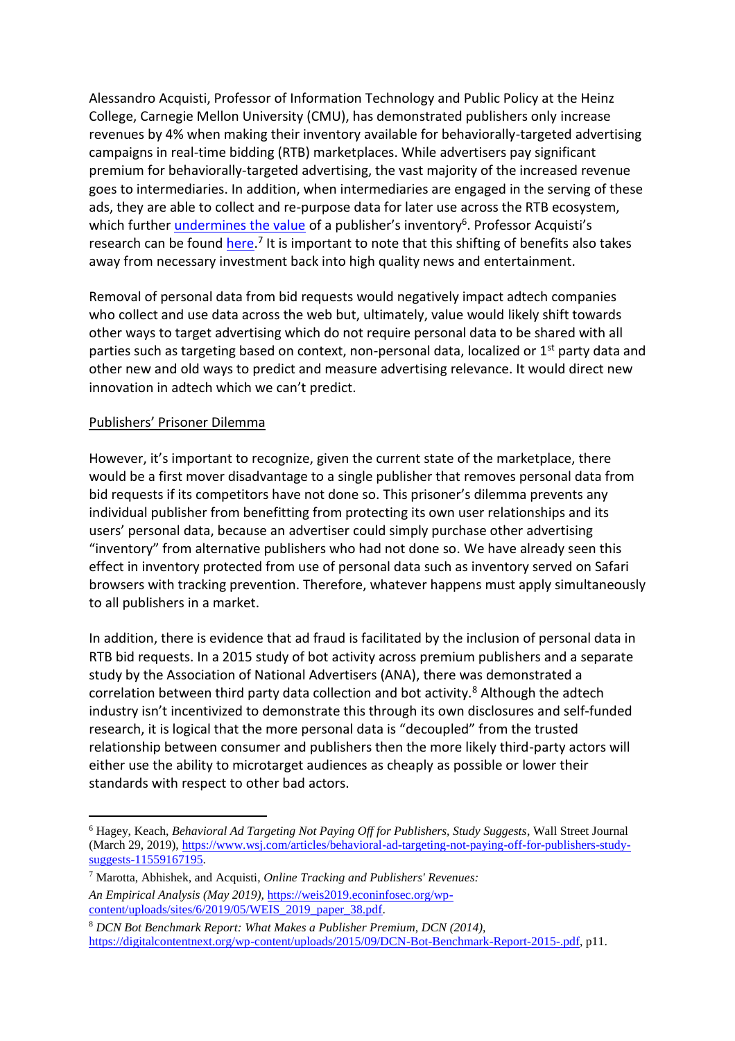Alessandro Acquisti, Professor of Information Technology and Public Policy at the Heinz College, Carnegie Mellon University (CMU), has demonstrated publishers only increase revenues by 4% when making their inventory available for behaviorally-targeted advertising campaigns in real-time bidding (RTB) marketplaces. While advertisers pay significant premium for behaviorally-targeted advertising, the vast majority of the increased revenue goes to intermediaries. In addition, when intermediaries are engaged in the serving of these ads, they are able to collect and re-purpose data for later use across the RTB ecosystem, which further [undermines the value](https://www.wsj.com/articles/behavioral-ad-targeting-not-paying-off-for-publishers-study-suggests-11559167195) of a publisher's inventory[6]. Professor Acquisti's research can be found [here](https://weis2019.econinfosec.org/wp-content/uploads/sites/6/2019/05/WEIS_2019_paper_38.pdf).[7] It is important to note that this shifting of benefits also takes away from necessary investment back into high quality news and entertainment.

Removal of personal data from bid requests would negatively impact adtech companies who collect and use data across the web but, ultimately, value would likely shift towards other ways to target advertising which do not require personal data to be shared with all parties such as targeting based on context, non-personal data, localized or 1st party data and other new and old ways to predict and measure advertising relevance. It would direct new innovation in adtech which we can't predict.

## Publishers' Prisoner Dilemma

However, it's important to recognize, given the current state of the marketplace, there would be a first mover disadvantage to a single publisher that removes personal data from bid requests if its competitors have not done so. This prisoner's dilemma prevents any individual publisher from benefitting from protecting its own user relationships and its users' personal data, because an advertiser could simply purchase other advertising "inventory" from alternative publishers who had not done so. We have already seen this effect in inventory protected from use of personal data such as inventory served on Safari browsers with tracking prevention. Therefore, whatever happens must apply simultaneously to all publishers in a market.

In addition, there is evidence that ad fraud is facilitated by the inclusion of personal data in RTB bid requests. In a 2015 study of bot activity across premium publishers and a separate study by the Association of National Advertisers (ANA), there was demonstrated a correlation between third party data collection and bot activity.[8] Although the adtech industry isn't incentivized to demonstrate this through its own disclosures and self-funded research, it is logical that the more personal data is "decoupled" from the trusted relationship between consumer and publishers then the more likely third-party actors will either use the ability to microtarget audiences as cheaply as possible or lower their standards with respect to other bad actors.

---

[6] Hagey, Keach, *Behavioral Ad Targeting Not Paying Off for Publishers, Study Suggests*, Wall Street Journal (March 29, 2019), https://www.wsj.com/articles/behavioral-ad-targeting-not-paying-off-for-publishers-study-suggests-11559167195.

[7] Marotta, Abhishek, and Acquisti, *Online Tracking and Publishers' Revenues: An Empirical Analysis (May 2019)*, https://weis2019.econinfosec.org/wp-content/uploads/sites/6/2019/05/WEIS_2019_paper_38.pdf.

[8] *DCN Bot Benchmark Report: What Makes a Publisher Premium, DCN (2014)*, https://digitalcontentnext.org/wp-content/uploads/2015/09/DCN-Bot-Benchmark-Report-2015-.pdf, p11.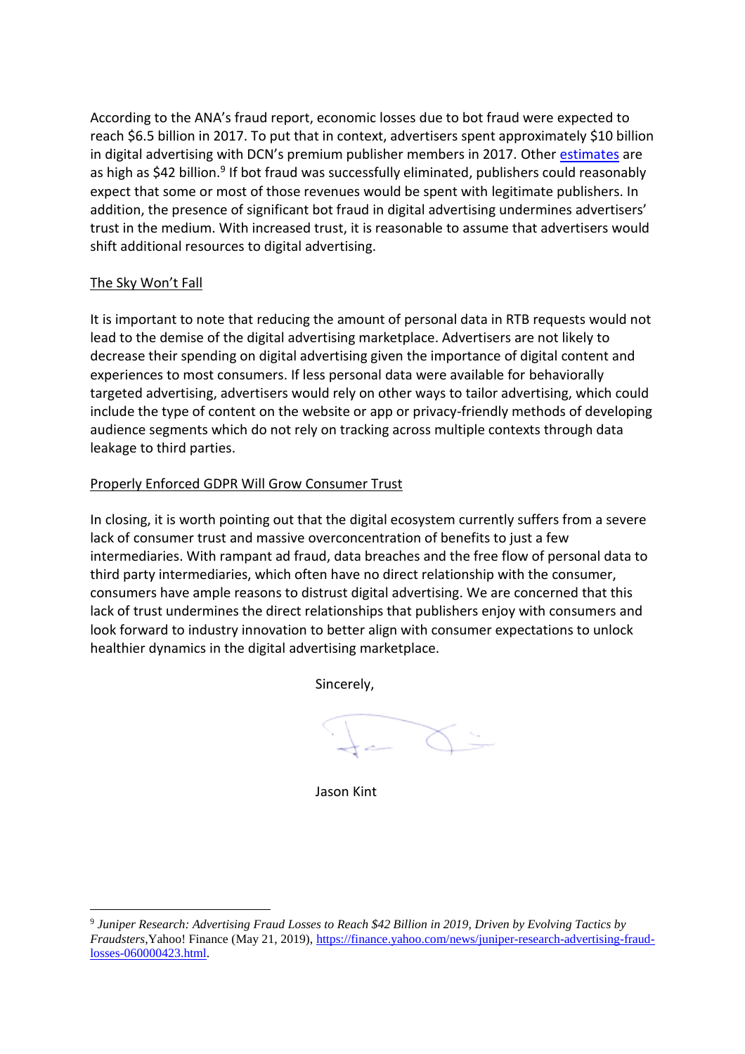According to the ANA's fraud report, economic losses due to bot fraud were expected to reach $6.5 billion in 2017. To put that in context, advertisers spent approximately $10 billion in digital advertising with DCN's premium publisher members in 2017. Other estimates are as high as $42 billion.[9] If bot fraud was successfully eliminated, publishers could reasonably expect that some or most of those revenues would be spent with legitimate publishers. In addition, the presence of significant bot fraud in digital advertising undermines advertisers' trust in the medium. With increased trust, it is reasonable to assume that advertisers would shift additional resources to digital advertising.

<u>The Sky Won't Fall</u>

It is important to note that reducing the amount of personal data in RTB requests would not lead to the demise of the digital advertising marketplace. Advertisers are not likely to decrease their spending on digital advertising given the importance of digital content and experiences to most consumers. If less personal data were available for behaviorally targeted advertising, advertisers would rely on other ways to tailor advertising, which could include the type of content on the website or app or privacy-friendly methods of developing audience segments which do not rely on tracking across multiple contexts through data leakage to third parties.

<u>Properly Enforced GDPR Will Grow Consumer Trust</u>

In closing, it is worth pointing out that the digital ecosystem currently suffers from a severe lack of consumer trust and massive overconcentration of benefits to just a few intermediaries. With rampant ad fraud, data breaches and the free flow of personal data to third party intermediaries, which often have no direct relationship with the consumer, consumers have ample reasons to distrust digital advertising. We are concerned that this lack of trust undermines the direct relationships that publishers enjoy with consumers and look forward to industry innovation to better align with consumer expectations to unlock healthier dynamics in the digital advertising marketplace.

Sincerely,

Jason Kint

---

[9] *Juniper Research: Advertising Fraud Losses to Reach $42 Billion in 2019, Driven by Evolving Tactics by Fraudsters*, Yahoo! Finance (May 21, 2019), https://finance.yahoo.com/news/juniper-research-advertising-fraud-losses-060000423.html.